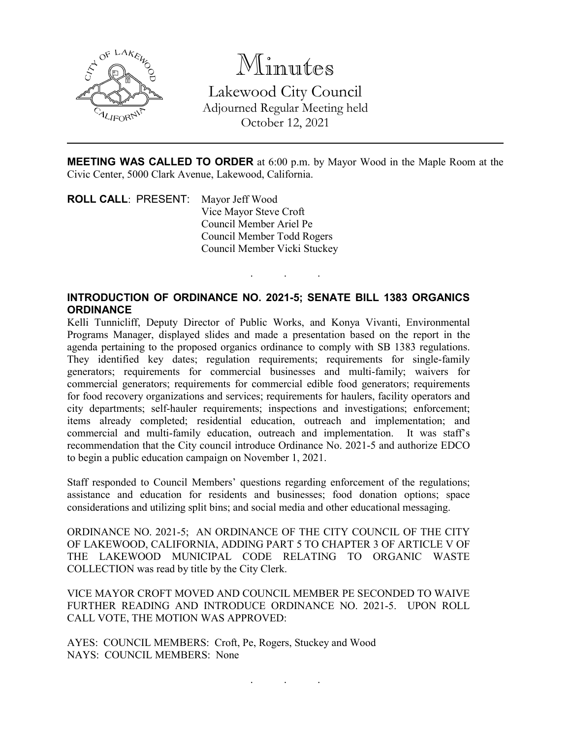# Minutes

## Lakewood City Council

Adjourned Regular Meeting held
October 12, 2021

---

**MEETING WAS CALLED TO ORDER** at 6:00 p.m. by Mayor Wood in the Maple Room at the Civic Center, 5000 Clark Avenue, Lakewood, California.

**ROLL CALL**: PRESENT:
Mayor Jeff Wood
Vice Mayor Steve Croft
Council Member Ariel Pe
Council Member Todd Rogers
Council Member Vicki Stuckey

. . .

**INTRODUCTION OF ORDINANCE NO. 2021-5; SENATE BILL 1383 ORGANICS ORDINANCE**

Kelli Tunnicliff, Deputy Director of Public Works, and Konya Vivanti, Environmental Programs Manager, displayed slides and made a presentation based on the report in the agenda pertaining to the proposed organics ordinance to comply with SB 1383 regulations. They identified key dates; regulation requirements; requirements for single-family generators; requirements for commercial businesses and multi-family; waivers for commercial generators; requirements for commercial edible food generators; requirements for food recovery organizations and services; requirements for haulers, facility operators and city departments; self-hauler requirements; inspections and investigations; enforcement; items already completed; residential education, outreach and implementation; and commercial and multi-family education, outreach and implementation. It was staff's recommendation that the City council introduce Ordinance No. 2021-5 and authorize EDCO to begin a public education campaign on November 1, 2021.

Staff responded to Council Members' questions regarding enforcement of the regulations; assistance and education for residents and businesses; food donation options; space considerations and utilizing split bins; and social media and other educational messaging.

ORDINANCE NO. 2021-5; AN ORDINANCE OF THE CITY COUNCIL OF THE CITY OF LAKEWOOD, CALIFORNIA, ADDING PART 5 TO CHAPTER 3 OF ARTICLE V OF THE LAKEWOOD MUNICIPAL CODE RELATING TO ORGANIC WASTE COLLECTION was read by title by the City Clerk.

VICE MAYOR CROFT MOVED AND COUNCIL MEMBER PE SECONDED TO WAIVE FURTHER READING AND INTRODUCE ORDINANCE NO. 2021-5. UPON ROLL CALL VOTE, THE MOTION WAS APPROVED:

AYES: COUNCIL MEMBERS: Croft, Pe, Rogers, Stuckey and Wood
NAYS: COUNCIL MEMBERS: None

. . .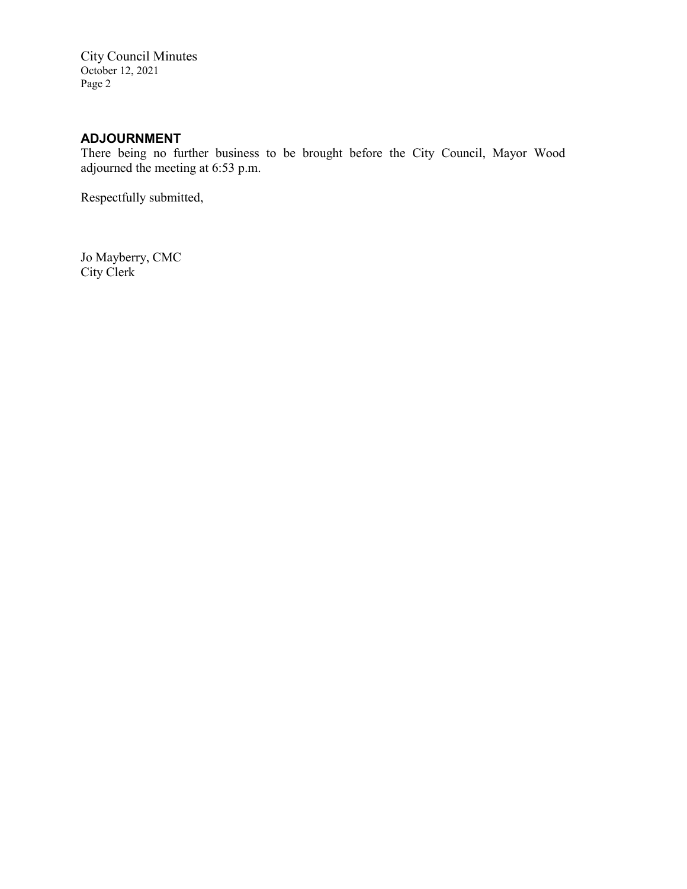## ADJOURNMENT

There being no further business to be brought before the City Council, Mayor Wood adjourned the meeting at 6:53 p.m.

Respectfully submitted,

Jo Mayberry, CMC
City Clerk